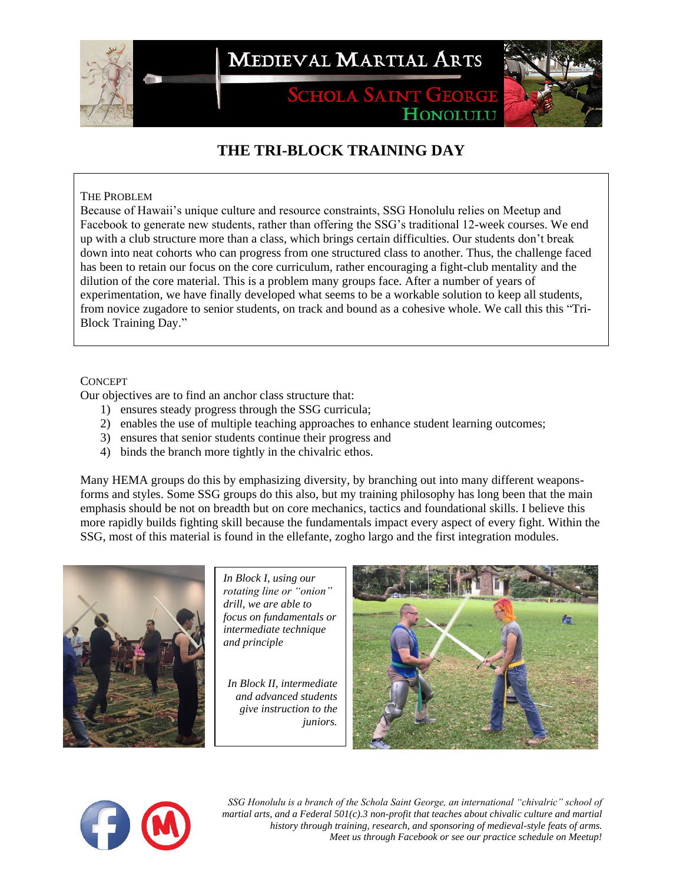Medieval Martial Arts

Schola Saint George
Honolulu

# THE TRI-BLOCK TRAINING DAY

## The Problem

Because of Hawaii's unique culture and resource constraints, SSG Honolulu relies on Meetup and Facebook to generate new students, rather than offering the SSG's traditional 12-week courses. We end up with a club structure more than a class, which brings certain difficulties. Our students don't break down into neat cohorts who can progress from one structured class to another. Thus, the challenge faced has been to retain our focus on the core curriculum, rather encouraging a fight-club mentality and the dilution of the core material. This is a problem many groups face. After a number of years of experimentation, we have finally developed what seems to be a workable solution to keep all students, from novice zugadore to senior students, on track and bound as a cohesive whole. We call this this "Tri-Block Training Day."

## Concept

Our objectives are to find an anchor class structure that:

1) ensures steady progress through the SSG curricula;
2) enables the use of multiple teaching approaches to enhance student learning outcomes;
3) ensures that senior students continue their progress and
4) binds the branch more tightly in the chivalric ethos.

Many HEMA groups do this by emphasizing diversity, by branching out into many different weapons-forms and styles. Some SSG groups do this also, but my training philosophy has long been that the main emphasis should be not on breadth but on core mechanics, tactics and foundational skills. I believe this more rapidly builds fighting skill because the fundamentals impact every aspect of every fight. Within the SSG, most of this material is found in the ellefante, zogho largo and the first integration modules.

*In Block I, using our rotating line or "onion" drill, we are able to focus on fundamentals or intermediate technique and principle*

*In Block II, intermediate and advanced students give instruction to the juniors.*

*SSG Honolulu is a branch of the Schola Saint George, an international "chivalric" school of martial arts, and a Federal 501(c).3 non-profit that teaches about chivalric culture and martial history through training, research, and sponsoring of medieval-style feats of arms. Meet us through Facebook or see our practice schedule on Meetup!*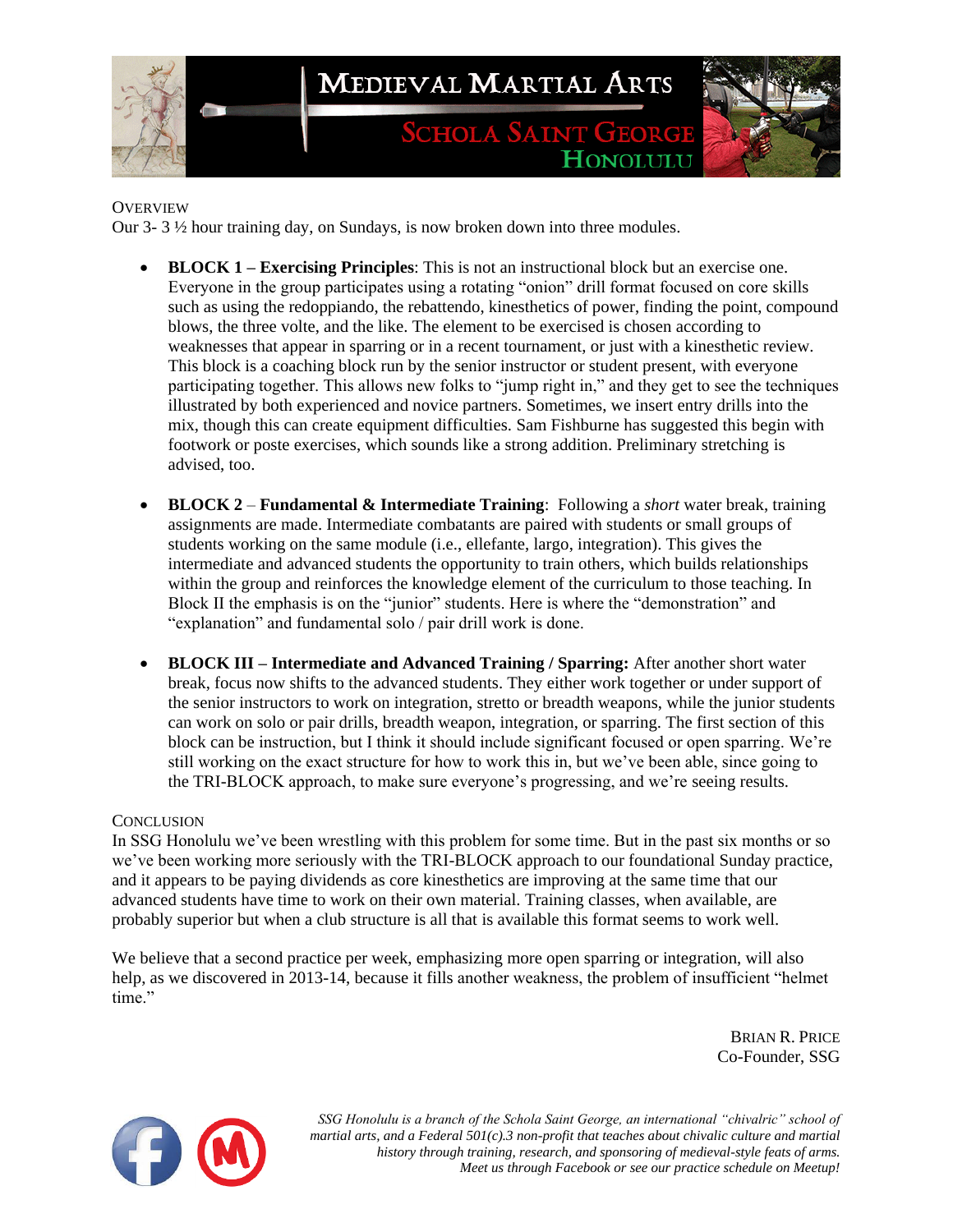Medieval Martial Arts

Schola Saint George

Honolulu

## Overview

Our 3- 3 ½ hour training day, on Sundays, is now broken down into three modules.

- **BLOCK 1 – Exercising Principles**: This is not an instructional block but an exercise one. Everyone in the group participates using a rotating "onion" drill format focused on core skills such as using the redoppiando, the rebattendo, kinesthetics of power, finding the point, compound blows, the three volte, and the like. The element to be exercised is chosen according to weaknesses that appear in sparring or in a recent tournament, or just with a kinesthetic review. This block is a coaching block run by the senior instructor or student present, with everyone participating together. This allows new folks to "jump right in," and they get to see the techniques illustrated by both experienced and novice partners. Sometimes, we insert entry drills into the mix, though this can create equipment difficulties. Sam Fishburne has suggested this begin with footwork or poste exercises, which sounds like a strong addition. Preliminary stretching is advised, too.

- **BLOCK 2** – **Fundamental & Intermediate Training**: Following a *short* water break, training assignments are made. Intermediate combatants are paired with students or small groups of students working on the same module (i.e., ellefante, largo, integration). This gives the intermediate and advanced students the opportunity to train others, which builds relationships within the group and reinforces the knowledge element of the curriculum to those teaching. In Block II the emphasis is on the "junior" students. Here is where the "demonstration" and "explanation" and fundamental solo / pair drill work is done.

- **BLOCK III – Intermediate and Advanced Training / Sparring:** After another short water break, focus now shifts to the advanced students. They either work together or under support of the senior instructors to work on integration, stretto or breadth weapons, while the junior students can work on solo or pair drills, breadth weapon, integration, or sparring. The first section of this block can be instruction, but I think it should include significant focused or open sparring. We're still working on the exact structure for how to work this in, but we've been able, since going to the TRI-BLOCK approach, to make sure everyone's progressing, and we're seeing results.

## Conclusion

In SSG Honolulu we've been wrestling with this problem for some time. But in the past six months or so we've been working more seriously with the TRI-BLOCK approach to our foundational Sunday practice, and it appears to be paying dividends as core kinesthetics are improving at the same time that our advanced students have time to work on their own material. Training classes, when available, are probably superior but when a club structure is all that is available this format seems to work well.

We believe that a second practice per week, emphasizing more open sparring or integration, will also help, as we discovered in 2013-14, because it fills another weakness, the problem of insufficient "helmet time."

Brian R. Price
Co-Founder, SSG

*SSG Honolulu is a branch of the Schola Saint George, an international "chivalric" school of martial arts, and a Federal 501(c).3 non-profit that teaches about chivalic culture and martial history through training, research, and sponsoring of medieval-style feats of arms. Meet us through Facebook or see our practice schedule on Meetup!*